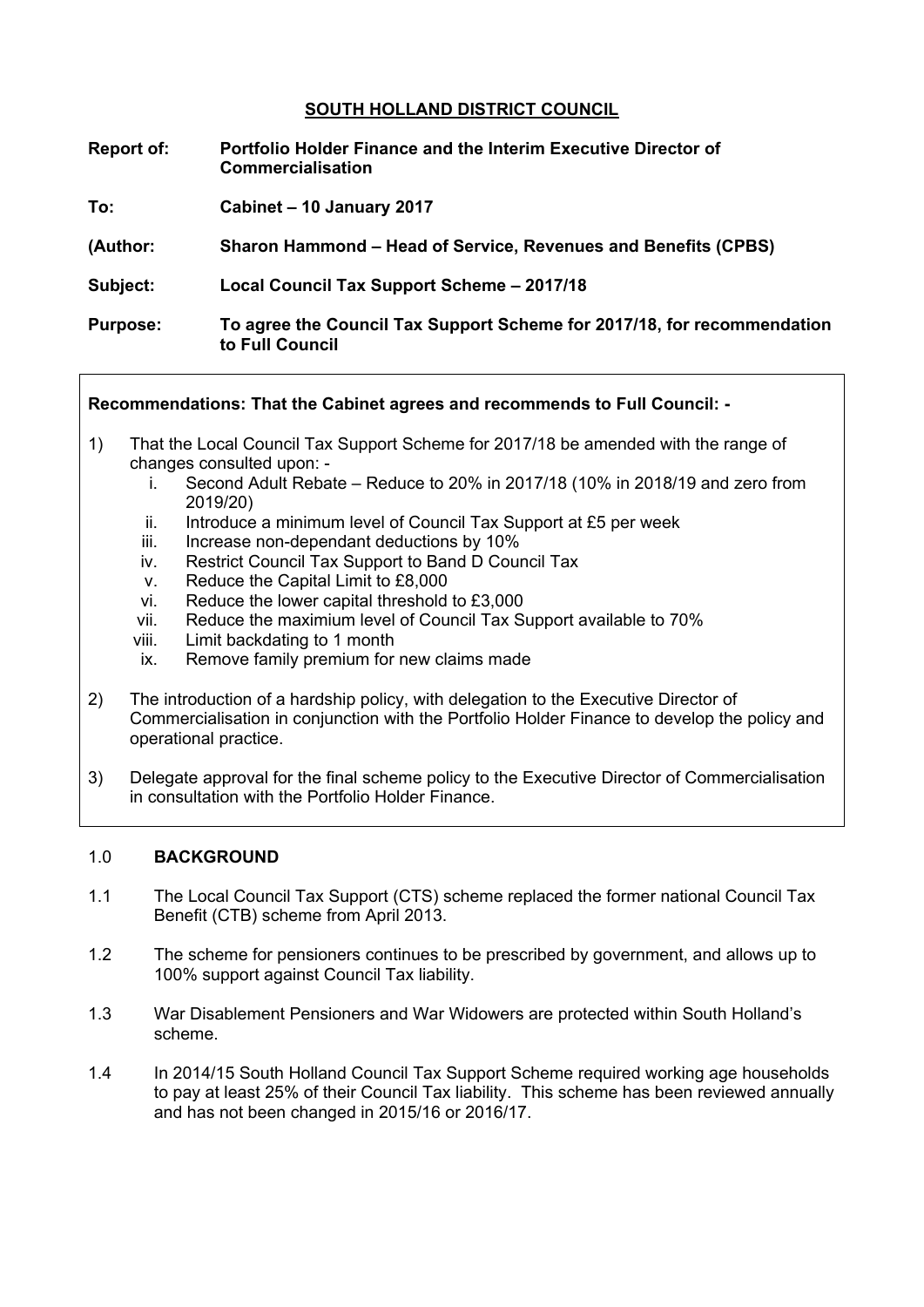# SOUTH HOLLAND DISTRICT COUNCIL

**Report of:** **Portfolio Holder Finance and the Interim Executive Director of Commercialisation**

**To:** **Cabinet – 10 January 2017**

**(Author:** **Sharon Hammond – Head of Service, Revenues and Benefits (CPBS)**

**Subject:** **Local Council Tax Support Scheme – 2017/18**

**Purpose:** **To agree the Council Tax Support Scheme for 2017/18, for recommendation to Full Council**

**Recommendations: That the Cabinet agrees and recommends to Full Council: -**

1) That the Local Council Tax Support Scheme for 2017/18 be amended with the range of changes consulted upon: -
   i. Second Adult Rebate – Reduce to 20% in 2017/18 (10% in 2018/19 and zero from 2019/20)
   ii. Introduce a minimum level of Council Tax Support at £5 per week
   iii. Increase non-dependant deductions by 10%
   iv. Restrict Council Tax Support to Band D Council Tax
   v. Reduce the Capital Limit to £8,000
   vi. Reduce the lower capital threshold to £3,000
   vii. Reduce the maximium level of Council Tax Support available to 70%
   viii. Limit backdating to 1 month
   ix. Remove family premium for new claims made

2) The introduction of a hardship policy, with delegation to the Executive Director of Commercialisation in conjunction with the Portfolio Holder Finance to develop the policy and operational practice.

3) Delegate approval for the final scheme policy to the Executive Director of Commercialisation in consultation with the Portfolio Holder Finance.

## 1.0 BACKGROUND

1.1 The Local Council Tax Support (CTS) scheme replaced the former national Council Tax Benefit (CTB) scheme from April 2013.

1.2 The scheme for pensioners continues to be prescribed by government, and allows up to 100% support against Council Tax liability.

1.3 War Disablement Pensioners and War Widowers are protected within South Holland's scheme.

1.4 In 2014/15 South Holland Council Tax Support Scheme required working age households to pay at least 25% of their Council Tax liability. This scheme has been reviewed annually and has not been changed in 2015/16 or 2016/17.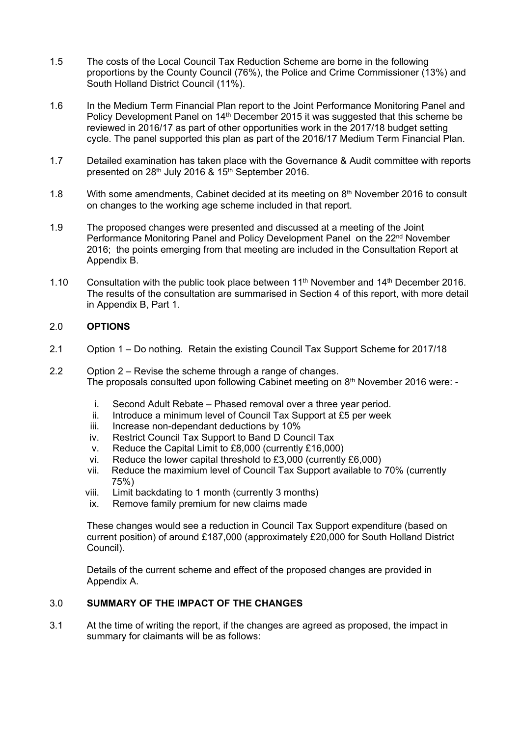1.5 The costs of the Local Council Tax Reduction Scheme are borne in the following proportions by the County Council (76%), the Police and Crime Commissioner (13%) and South Holland District Council (11%).

1.6 In the Medium Term Financial Plan report to the Joint Performance Monitoring Panel and Policy Development Panel on 14th December 2015 it was suggested that this scheme be reviewed in 2016/17 as part of other opportunities work in the 2017/18 budget setting cycle. The panel supported this plan as part of the 2016/17 Medium Term Financial Plan.

1.7 Detailed examination has taken place with the Governance & Audit committee with reports presented on 28th July 2016 & 15th September 2016.

1.8 With some amendments, Cabinet decided at its meeting on 8th November 2016 to consult on changes to the working age scheme included in that report.

1.9 The proposed changes were presented and discussed at a meeting of the Joint Performance Monitoring Panel and Policy Development Panel on the 22nd November 2016; the points emerging from that meeting are included in the Consultation Report at Appendix B.

1.10 Consultation with the public took place between 11th November and 14th December 2016. The results of the consultation are summarised in Section 4 of this report, with more detail in Appendix B, Part 1.

## 2.0 OPTIONS

2.1 Option 1 – Do nothing. Retain the existing Council Tax Support Scheme for 2017/18

2.2 Option 2 – Revise the scheme through a range of changes.
The proposals consulted upon following Cabinet meeting on 8th November 2016 were: -

i. Second Adult Rebate – Phased removal over a three year period.
ii. Introduce a minimum level of Council Tax Support at £5 per week
iii. Increase non-dependant deductions by 10%
iv. Restrict Council Tax Support to Band D Council Tax
v. Reduce the Capital Limit to £8,000 (currently £16,000)
vi. Reduce the lower capital threshold to £3,000 (currently £6,000)
vii. Reduce the maximium level of Council Tax Support available to 70% (currently 75%)
viii. Limit backdating to 1 month (currently 3 months)
ix. Remove family premium for new claims made

These changes would see a reduction in Council Tax Support expenditure (based on current position) of around £187,000 (approximately £20,000 for South Holland District Council).

Details of the current scheme and effect of the proposed changes are provided in Appendix A.

## 3.0 SUMMARY OF THE IMPACT OF THE CHANGES

3.1 At the time of writing the report, if the changes are agreed as proposed, the impact in summary for claimants will be as follows: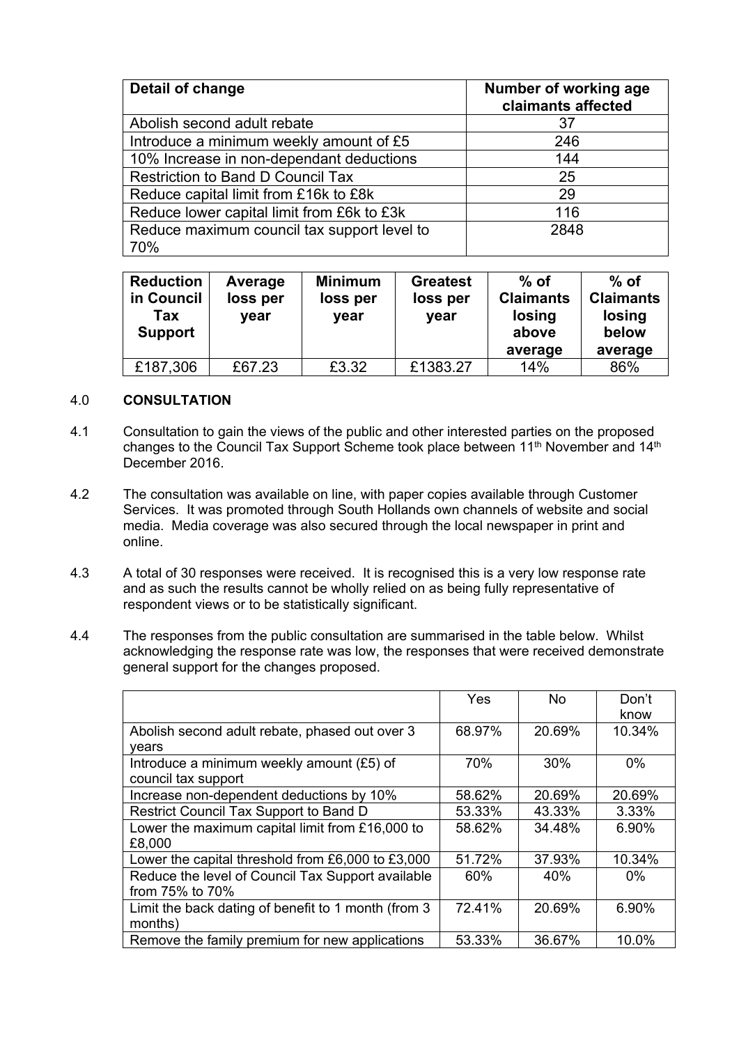| Detail of change | Number of working age claimants affected |
| --- | --- |
| Abolish second adult rebate | 37 |
| Introduce a minimum weekly amount of £5 | 246 |
| 10% Increase in non-dependant deductions | 144 |
| Restriction to Band D Council Tax | 25 |
| Reduce capital limit from £16k to £8k | 29 |
| Reduce lower capital limit from £6k to £3k | 116 |
| Reduce maximum council tax support level to 70% | 2848 |

| Reduction in Council Tax Support | Average loss per year | Minimum loss per year | Greatest loss per year | % of Claimants losing above average | % of Claimants losing below average |
| --- | --- | --- | --- | --- | --- |
| £187,306 | £67.23 | £3.32 | £1383.27 | 14% | 86% |

## 4.0 CONSULTATION

4.1 Consultation to gain the views of the public and other interested parties on the proposed changes to the Council Tax Support Scheme took place between 11th November and 14th December 2016.

4.2 The consultation was available on line, with paper copies available through Customer Services. It was promoted through South Hollands own channels of website and social media. Media coverage was also secured through the local newspaper in print and online.

4.3 A total of 30 responses were received. It is recognised this is a very low response rate and as such the results cannot be wholly relied on as being fully representative of respondent views or to be statistically significant.

4.4 The responses from the public consultation are summarised in the table below. Whilst acknowledging the response rate was low, the responses that were received demonstrate general support for the changes proposed.

| | Yes | No | Don't know |
| --- | --- | --- | --- |
| Abolish second adult rebate, phased out over 3 years | 68.97% | 20.69% | 10.34% |
| Introduce a minimum weekly amount (£5) of council tax support | 70% | 30% | 0% |
| Increase non-dependent deductions by 10% | 58.62% | 20.69% | 20.69% |
| Restrict Council Tax Support to Band D | 53.33% | 43.33% | 3.33% |
| Lower the maximum capital limit from £16,000 to £8,000 | 58.62% | 34.48% | 6.90% |
| Lower the capital threshold from £6,000 to £3,000 | 51.72% | 37.93% | 10.34% |
| Reduce the level of Council Tax Support available from 75% to 70% | 60% | 40% | 0% |
| Limit the back dating of benefit to 1 month (from 3 months) | 72.41% | 20.69% | 6.90% |
| Remove the family premium for new applications | 53.33% | 36.67% | 10.0% |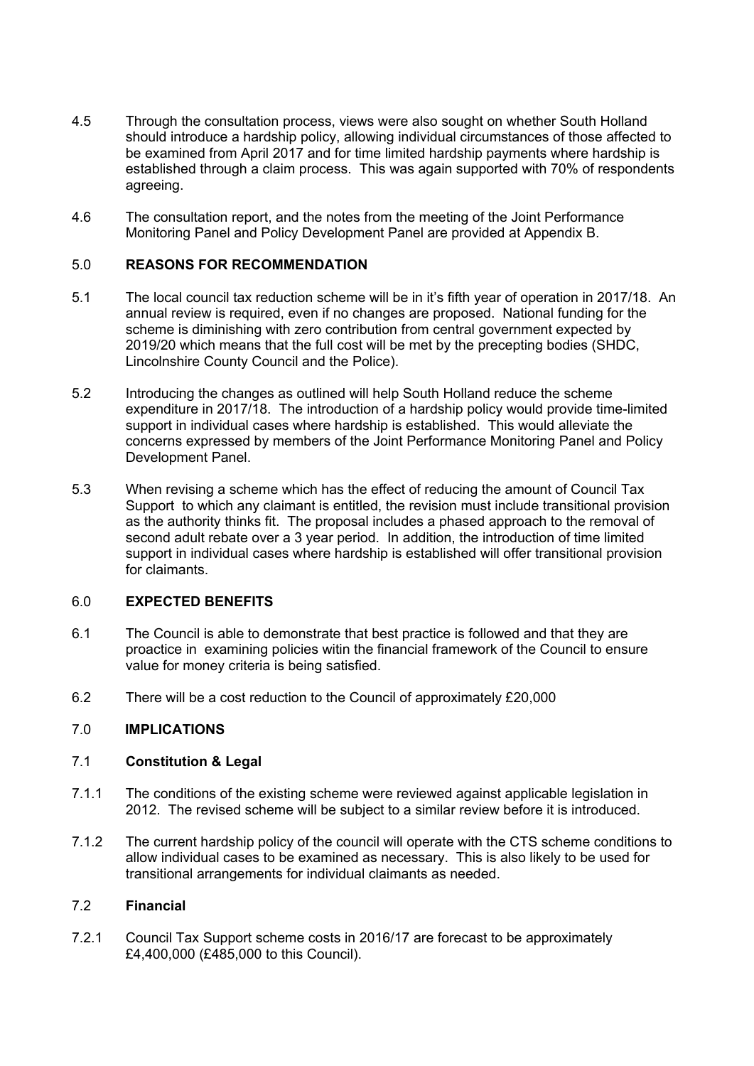4.5 Through the consultation process, views were also sought on whether South Holland should introduce a hardship policy, allowing individual circumstances of those affected to be examined from April 2017 and for time limited hardship payments where hardship is established through a claim process. This was again supported with 70% of respondents agreeing.

4.6 The consultation report, and the notes from the meeting of the Joint Performance Monitoring Panel and Policy Development Panel are provided at Appendix B.

## 5.0 REASONS FOR RECOMMENDATION

5.1 The local council tax reduction scheme will be in it's fifth year of operation in 2017/18. An annual review is required, even if no changes are proposed. National funding for the scheme is diminishing with zero contribution from central government expected by 2019/20 which means that the full cost will be met by the precepting bodies (SHDC, Lincolnshire County Council and the Police).

5.2 Introducing the changes as outlined will help South Holland reduce the scheme expenditure in 2017/18. The introduction of a hardship policy would provide time-limited support in individual cases where hardship is established. This would alleviate the concerns expressed by members of the Joint Performance Monitoring Panel and Policy Development Panel.

5.3 When revising a scheme which has the effect of reducing the amount of Council Tax Support to which any claimant is entitled, the revision must include transitional provision as the authority thinks fit. The proposal includes a phased approach to the removal of second adult rebate over a 3 year period. In addition, the introduction of time limited support in individual cases where hardship is established will offer transitional provision for claimants.

## 6.0 EXPECTED BENEFITS

6.1 The Council is able to demonstrate that best practice is followed and that they are proactice in examining policies witin the financial framework of the Council to ensure value for money criteria is being satisfied.

6.2 There will be a cost reduction to the Council of approximately £20,000

## 7.0 IMPLICATIONS

### 7.1 Constitution & Legal

7.1.1 The conditions of the existing scheme were reviewed against applicable legislation in 2012. The revised scheme will be subject to a similar review before it is introduced.

7.1.2 The current hardship policy of the council will operate with the CTS scheme conditions to allow individual cases to be examined as necessary. This is also likely to be used for transitional arrangements for individual claimants as needed.

### 7.2 Financial

7.2.1 Council Tax Support scheme costs in 2016/17 are forecast to be approximately £4,400,000 (£485,000 to this Council).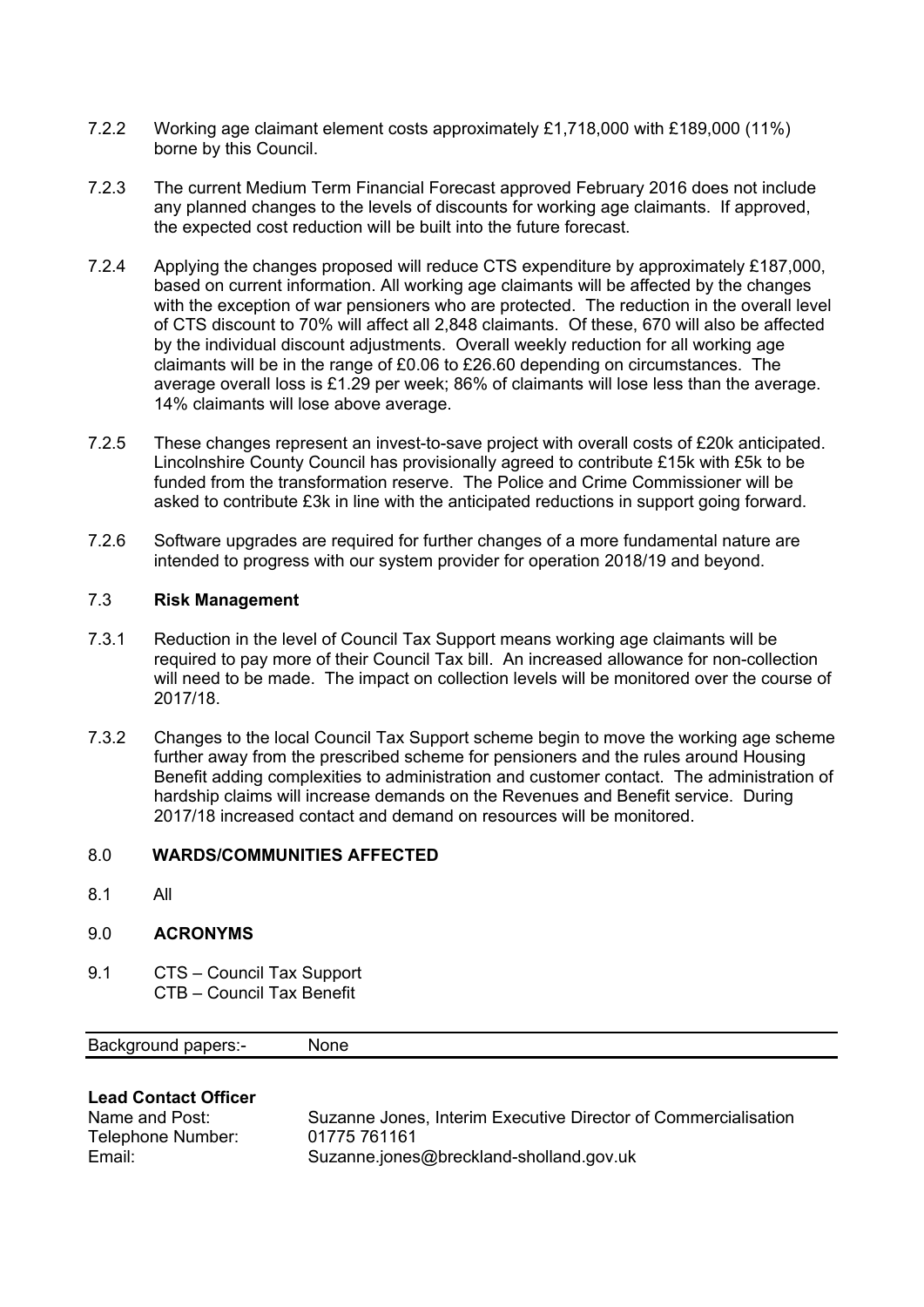7.2.2 Working age claimant element costs approximately £1,718,000 with £189,000 (11%) borne by this Council.

7.2.3 The current Medium Term Financial Forecast approved February 2016 does not include any planned changes to the levels of discounts for working age claimants. If approved, the expected cost reduction will be built into the future forecast.

7.2.4 Applying the changes proposed will reduce CTS expenditure by approximately £187,000, based on current information. All working age claimants will be affected by the changes with the exception of war pensioners who are protected. The reduction in the overall level of CTS discount to 70% will affect all 2,848 claimants. Of these, 670 will also be affected by the individual discount adjustments. Overall weekly reduction for all working age claimants will be in the range of £0.06 to £26.60 depending on circumstances. The average overall loss is £1.29 per week; 86% of claimants will lose less than the average. 14% claimants will lose above average.

7.2.5 These changes represent an invest-to-save project with overall costs of £20k anticipated. Lincolnshire County Council has provisionally agreed to contribute £15k with £5k to be funded from the transformation reserve. The Police and Crime Commissioner will be asked to contribute £3k in line with the anticipated reductions in support going forward.

7.2.6 Software upgrades are required for further changes of a more fundamental nature are intended to progress with our system provider for operation 2018/19 and beyond.

## 7.3 Risk Management

7.3.1 Reduction in the level of Council Tax Support means working age claimants will be required to pay more of their Council Tax bill. An increased allowance for non-collection will need to be made. The impact on collection levels will be monitored over the course of 2017/18.

7.3.2 Changes to the local Council Tax Support scheme begin to move the working age scheme further away from the prescribed scheme for pensioners and the rules around Housing Benefit adding complexities to administration and customer contact. The administration of hardship claims will increase demands on the Revenues and Benefit service. During 2017/18 increased contact and demand on resources will be monitored.

## 8.0 WARDS/COMMUNITIES AFFECTED

8.1 All

## 9.0 ACRONYMS

9.1 CTS – Council Tax Support
CTB – Council Tax Benefit

| Background papers:- | None |
|---|---|

**Lead Contact Officer**

| | |
|---|---|
| Name and Post: | Suzanne Jones, Interim Executive Director of Commercialisation |
| Telephone Number: | 01775 761161 |
| Email: | Suzanne.jones@breckland-sholland.gov.uk |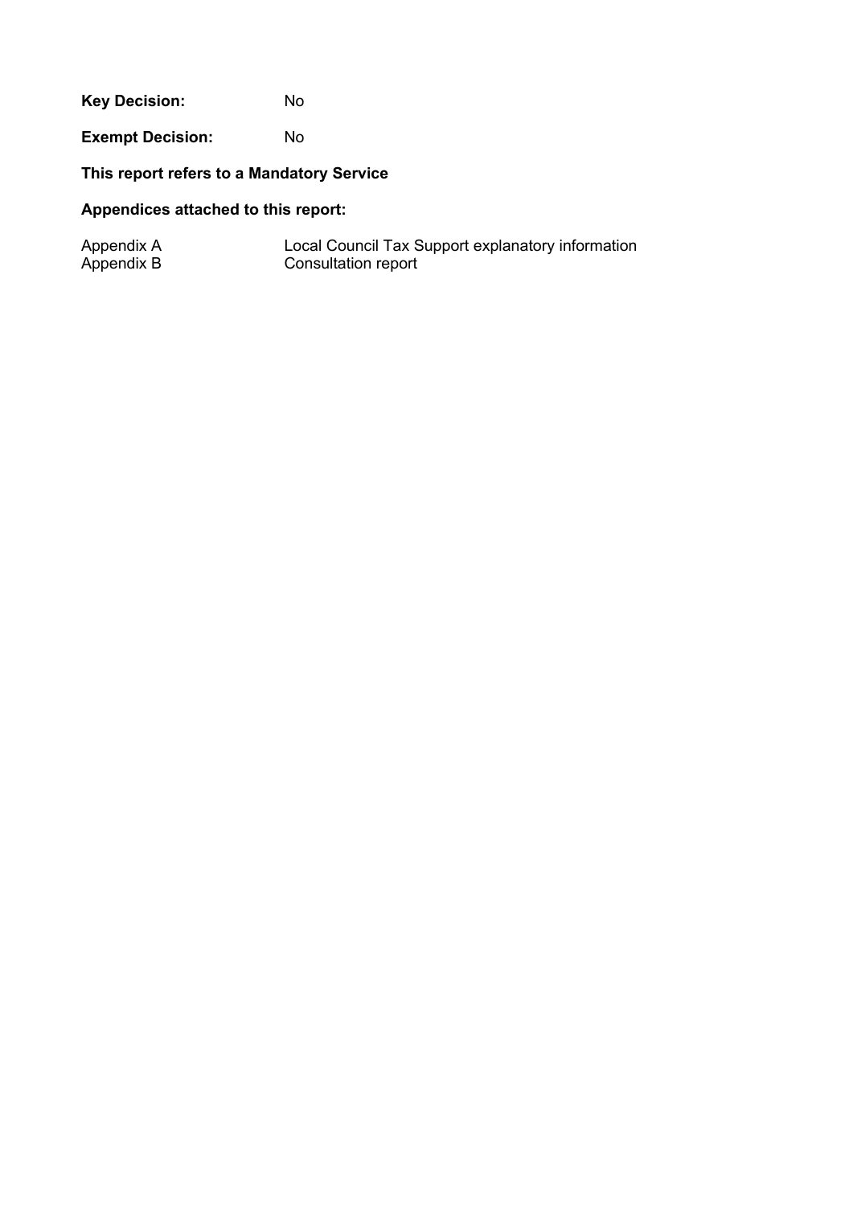**Key Decision:** No

**Exempt Decision:** No

**This report refers to a Mandatory Service**

**Appendices attached to this report:**

| | |
|---|---|
| Appendix A | Local Council Tax Support explanatory information |
| Appendix B | Consultation report |